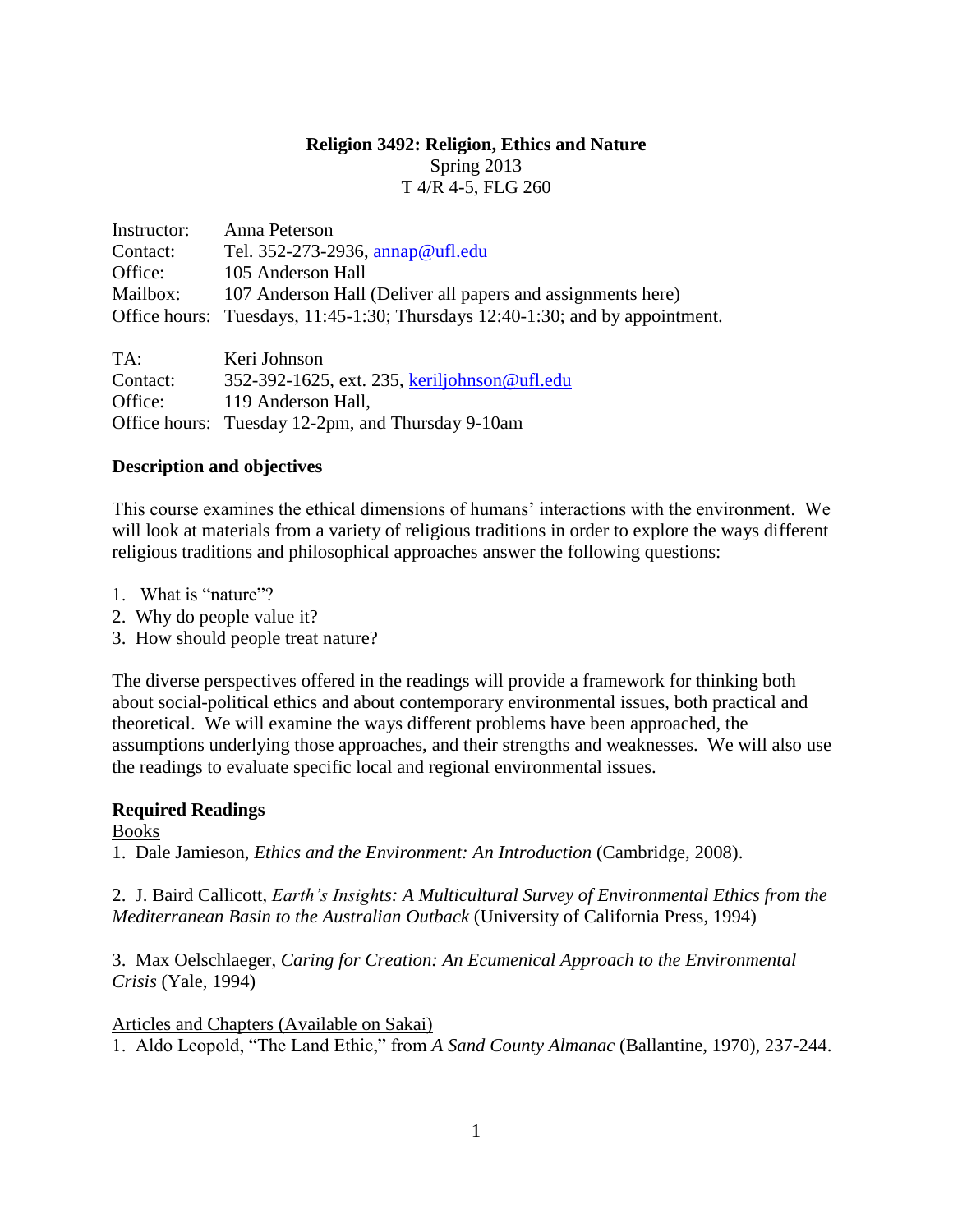**Religion 3492: Religion, Ethics and Nature**

Spring 2013

T 4/R 4-5, FLG 260

Instructor: Anna Peterson
Contact: Tel. 352-273-2936, annap@ufl.edu
Office: 105 Anderson Hall
Mailbox: 107 Anderson Hall (Deliver all papers and assignments here)
Office hours: Tuesdays, 11:45-1:30; Thursdays 12:40-1:30; and by appointment.

TA: Keri Johnson
Contact: 352-392-1625, ext. 235, keriljohnson@ufl.edu
Office: 119 Anderson Hall,
Office hours: Tuesday 12-2pm, and Thursday 9-10am

## Description and objectives

This course examines the ethical dimensions of humans' interactions with the environment. We will look at materials from a variety of religious traditions in order to explore the ways different religious traditions and philosophical approaches answer the following questions:

1. What is "nature"?
2. Why do people value it?
3. How should people treat nature?

The diverse perspectives offered in the readings will provide a framework for thinking both about social-political ethics and about contemporary environmental issues, both practical and theoretical. We will examine the ways different problems have been approached, the assumptions underlying those approaches, and their strengths and weaknesses. We will also use the readings to evaluate specific local and regional environmental issues.

## Required Readings

Books

1. Dale Jamieson, *Ethics and the Environment: An Introduction* (Cambridge, 2008).

2. J. Baird Callicott, *Earth's Insights: A Multicultural Survey of Environmental Ethics from the Mediterranean Basin to the Australian Outback* (University of California Press, 1994)

3. Max Oelschlaeger, *Caring for Creation: An Ecumenical Approach to the Environmental Crisis* (Yale, 1994)

Articles and Chapters (Available on Sakai)

1. Aldo Leopold, "The Land Ethic," from *A Sand County Almanac* (Ballantine, 1970), 237-244.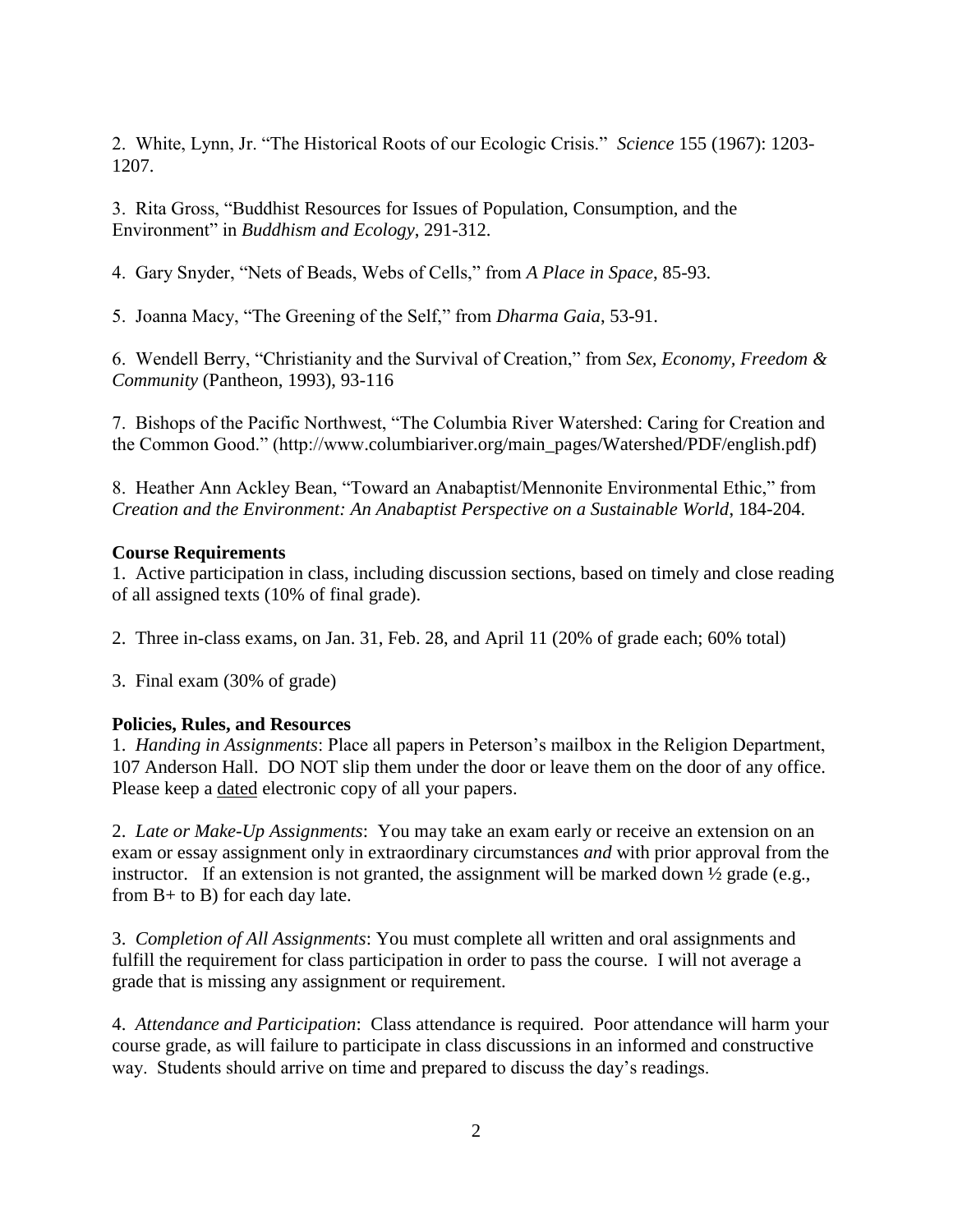2. White, Lynn, Jr. "The Historical Roots of our Ecologic Crisis." *Science* 155 (1967): 1203-1207.

3. Rita Gross, "Buddhist Resources for Issues of Population, Consumption, and the Environment" in *Buddhism and Ecology*, 291-312.

4. Gary Snyder, "Nets of Beads, Webs of Cells," from *A Place in Space*, 85-93.

5. Joanna Macy, "The Greening of the Self," from *Dharma Gaia*, 53-91.

6. Wendell Berry, "Christianity and the Survival of Creation," from *Sex, Economy, Freedom & Community* (Pantheon, 1993), 93-116

7. Bishops of the Pacific Northwest, "The Columbia River Watershed: Caring for Creation and the Common Good." (http://www.columbiariver.org/main_pages/Watershed/PDF/english.pdf)

8. Heather Ann Ackley Bean, "Toward an Anabaptist/Mennonite Environmental Ethic," from *Creation and the Environment: An Anabaptist Perspective on a Sustainable World*, 184-204.

**Course Requirements**

1. Active participation in class, including discussion sections, based on timely and close reading of all assigned texts (10% of final grade).

2. Three in-class exams, on Jan. 31, Feb. 28, and April 11 (20% of grade each; 60% total)

3. Final exam (30% of grade)

**Policies, Rules, and Resources**

1. *Handing in Assignments*: Place all papers in Peterson's mailbox in the Religion Department, 107 Anderson Hall. DO NOT slip them under the door or leave them on the door of any office. Please keep a dated electronic copy of all your papers.

2. *Late or Make-Up Assignments*: You may take an exam early or receive an extension on an exam or essay assignment only in extraordinary circumstances *and* with prior approval from the instructor. If an extension is not granted, the assignment will be marked down ½ grade (e.g., from B+ to B) for each day late.

3. *Completion of All Assignments*: You must complete all written and oral assignments and fulfill the requirement for class participation in order to pass the course. I will not average a grade that is missing any assignment or requirement.

4. *Attendance and Participation*: Class attendance is required. Poor attendance will harm your course grade, as will failure to participate in class discussions in an informed and constructive way. Students should arrive on time and prepared to discuss the day's readings.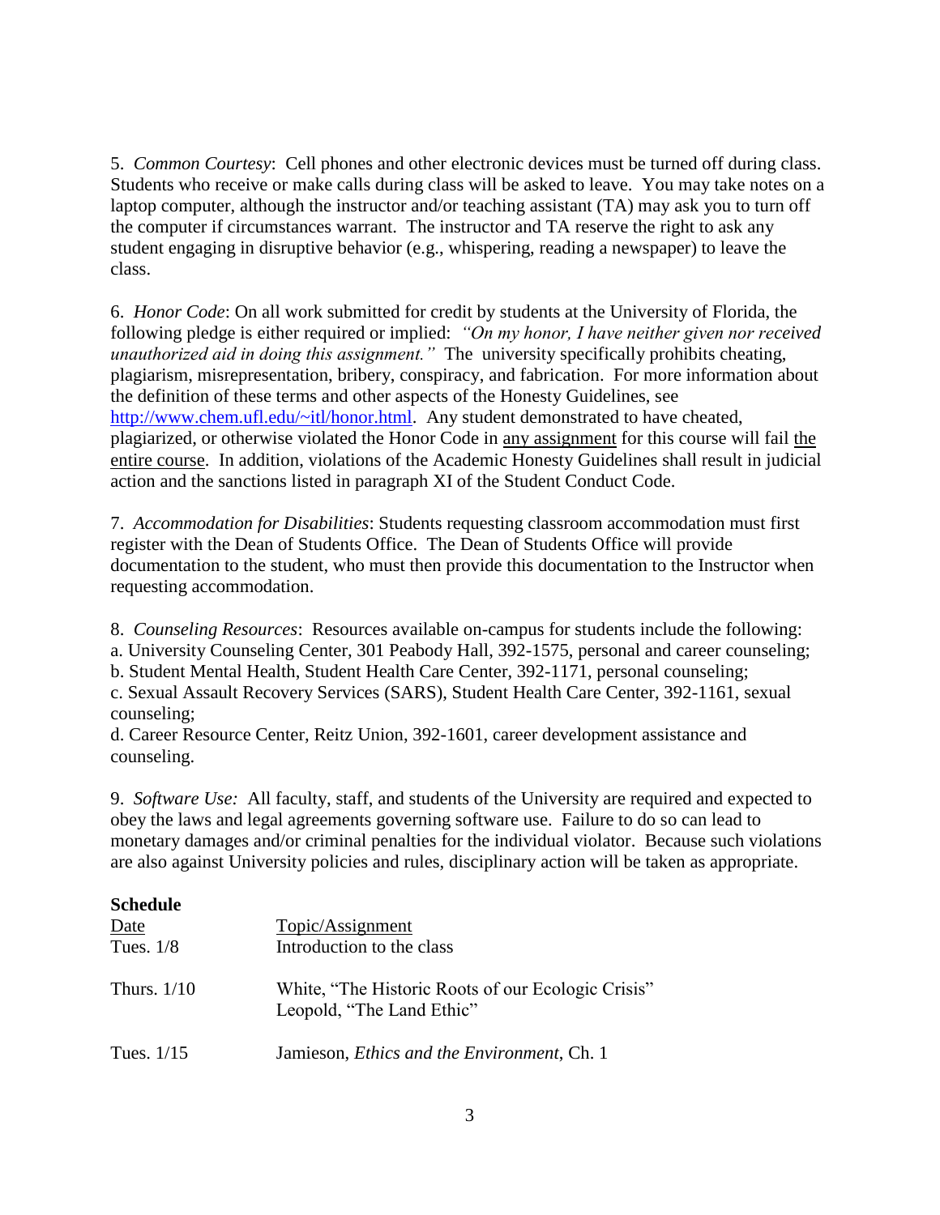5. *Common Courtesy*: Cell phones and other electronic devices must be turned off during class. Students who receive or make calls during class will be asked to leave. You may take notes on a laptop computer, although the instructor and/or teaching assistant (TA) may ask you to turn off the computer if circumstances warrant. The instructor and TA reserve the right to ask any student engaging in disruptive behavior (e.g., whispering, reading a newspaper) to leave the class.

6. *Honor Code*: On all work submitted for credit by students at the University of Florida, the following pledge is either required or implied: *"On my honor, I have neither given nor received unauthorized aid in doing this assignment."* The university specifically prohibits cheating, plagiarism, misrepresentation, bribery, conspiracy, and fabrication. For more information about the definition of these terms and other aspects of the Honesty Guidelines, see http://www.chem.ufl.edu/~itl/honor.html. Any student demonstrated to have cheated, plagiarized, or otherwise violated the Honor Code in <u>any assignment</u> for this course will fail <u>the entire course</u>. In addition, violations of the Academic Honesty Guidelines shall result in judicial action and the sanctions listed in paragraph XI of the Student Conduct Code.

7. *Accommodation for Disabilities*: Students requesting classroom accommodation must first register with the Dean of Students Office. The Dean of Students Office will provide documentation to the student, who must then provide this documentation to the Instructor when requesting accommodation.

8. *Counseling Resources*: Resources available on-campus for students include the following:
a. University Counseling Center, 301 Peabody Hall, 392-1575, personal and career counseling;
b. Student Mental Health, Student Health Care Center, 392-1171, personal counseling;
c. Sexual Assault Recovery Services (SARS), Student Health Care Center, 392-1161, sexual counseling;
d. Career Resource Center, Reitz Union, 392-1601, career development assistance and counseling.

9. *Software Use:* All faculty, staff, and students of the University are required and expected to obey the laws and legal agreements governing software use. Failure to do so can lead to monetary damages and/or criminal penalties for the individual violator. Because such violations are also against University policies and rules, disciplinary action will be taken as appropriate.

**Schedule**

| Date | Topic/Assignment |
| --- | --- |
| Tues. 1/8 | Introduction to the class |
| Thurs. 1/10 | White, "The Historic Roots of our Ecologic Crisis"<br>Leopold, "The Land Ethic" |
| Tues. 1/15 | Jamieson, *Ethics and the Environment*, Ch. 1 |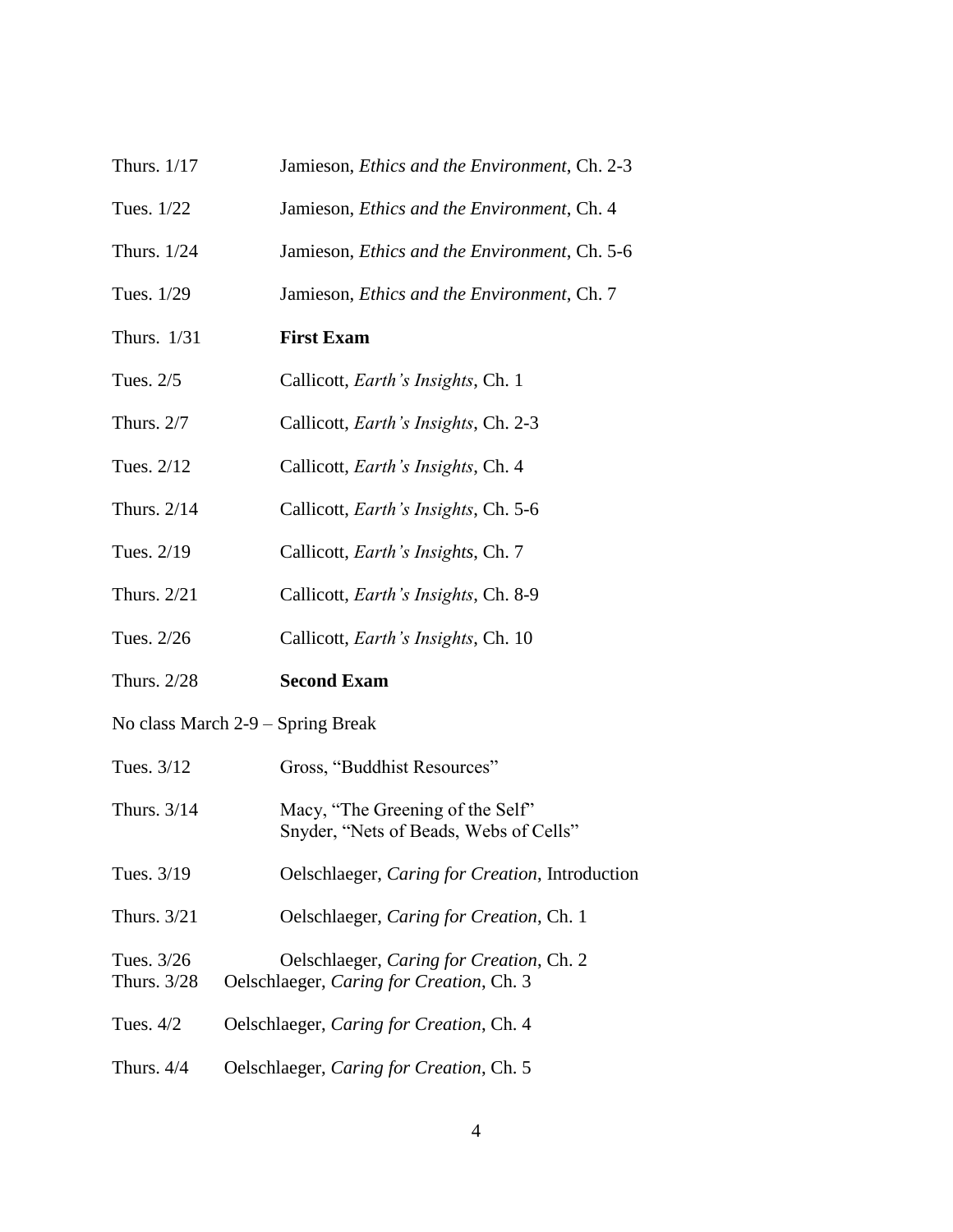| | |
|---|---|
| Thurs. 1/17 | Jamieson, *Ethics and the Environment*, Ch. 2-3 |
| Tues. 1/22 | Jamieson, *Ethics and the Environment*, Ch. 4 |
| Thurs. 1/24 | Jamieson, *Ethics and the Environment*, Ch. 5-6 |
| Tues. 1/29 | Jamieson, *Ethics and the Environment*, Ch. 7 |
| Thurs. 1/31 | **First Exam** |
| Tues. 2/5 | Callicott, *Earth's Insights*, Ch. 1 |
| Thurs. 2/7 | Callicott, *Earth's Insights*, Ch. 2-3 |
| Tues. 2/12 | Callicott, *Earth's Insights*, Ch. 4 |
| Thurs. 2/14 | Callicott, *Earth's Insights*, Ch. 5-6 |
| Tues. 2/19 | Callicott, *Earth's Insights*, Ch. 7 |
| Thurs. 2/21 | Callicott, *Earth's Insights*, Ch. 8-9 |
| Tues. 2/26 | Callicott, *Earth's Insights*, Ch. 10 |
| Thurs. 2/28 | **Second Exam** |

No class March 2-9 – Spring Break

| | |
|---|---|
| Tues. 3/12 | Gross, "Buddhist Resources" |
| Thurs. 3/14 | Macy, "The Greening of the Self"<br>Snyder, "Nets of Beads, Webs of Cells" |
| Tues. 3/19 | Oelschlaeger, *Caring for Creation*, Introduction |
| Thurs. 3/21 | Oelschlaeger, *Caring for Creation*, Ch. 1 |
| Tues. 3/26 | Oelschlaeger, *Caring for Creation*, Ch. 2 |
| Thurs. 3/28 | Oelschlaeger, *Caring for Creation*, Ch. 3 |
| Tues. 4/2 | Oelschlaeger, *Caring for Creation*, Ch. 4 |
| Thurs. 4/4 | Oelschlaeger, *Caring for Creation*, Ch. 5 |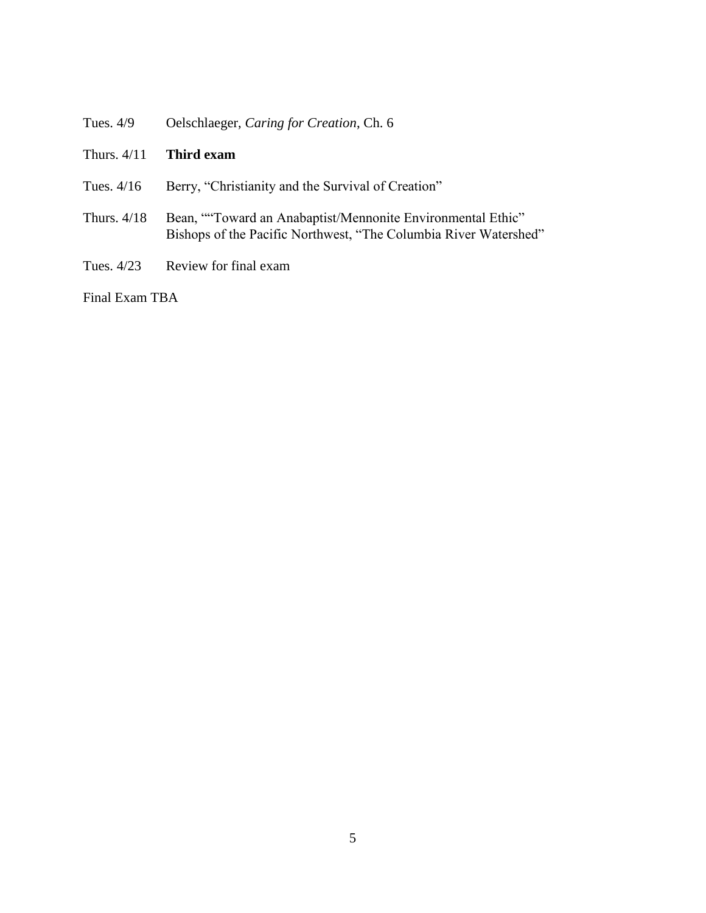| | |
|---|---|
| Tues. 4/9 | Oelschlaeger, *Caring for Creation*, Ch. 6 |
| Thurs. 4/11 | **Third exam** |
| Tues. 4/16 | Berry, "Christianity and the Survival of Creation" |
| Thurs. 4/18 | Bean, ""Toward an Anabaptist/Mennonite Environmental Ethic"<br>Bishops of the Pacific Northwest, "The Columbia River Watershed" |
| Tues. 4/23 | Review for final exam |

Final Exam TBA